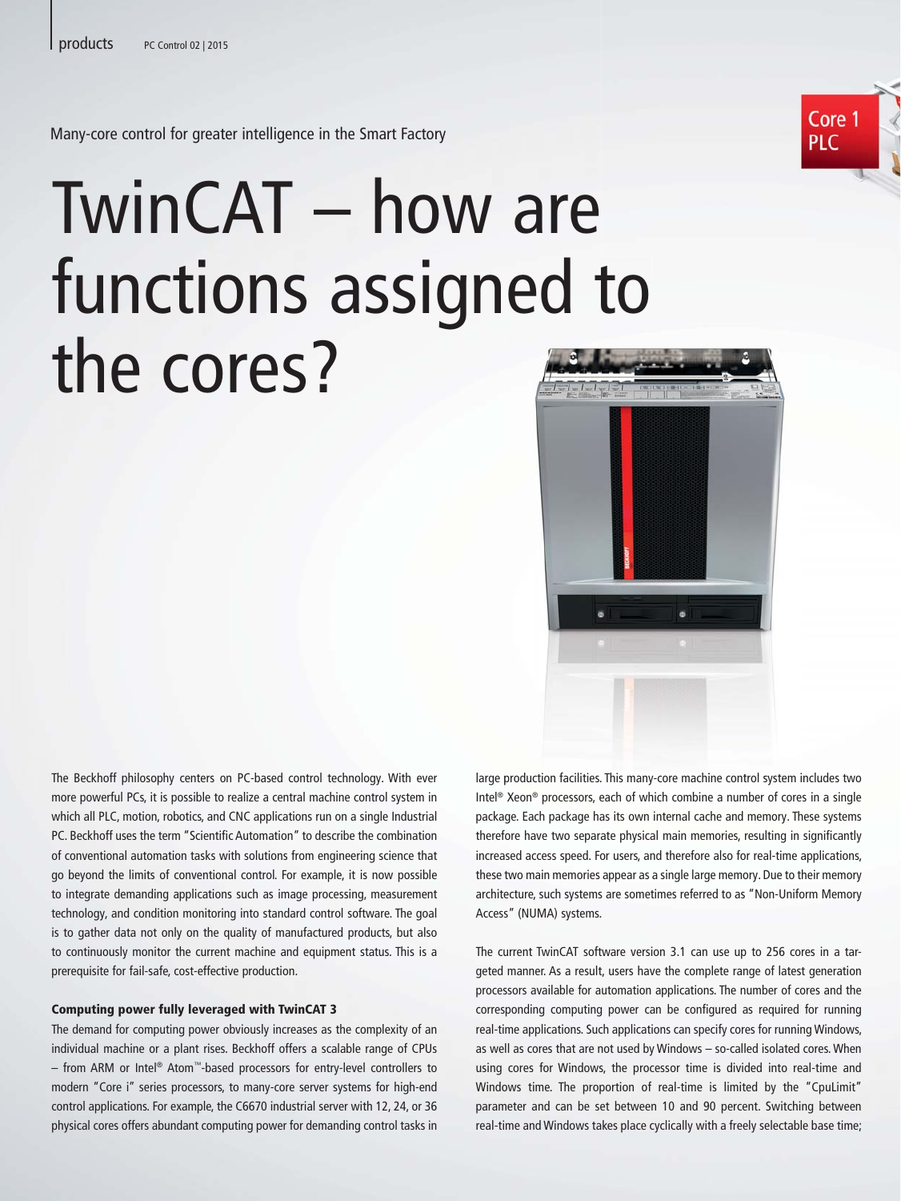Many-core control for greater intelligence in the Smart Factory

# TwinCAT – how are functions assigned to the cores?

The Beckhoff philosophy centers on PC-based control technology. With ever more powerful PCs, it is possible to realize a central machine control system in which all PLC, motion, robotics, and CNC applications run on a single Industrial PC. Beckhoff uses the term "Scientific Automation" to describe the combination of conventional automation tasks with solutions from engineering science that go beyond the limits of conventional control. For example, it is now possible to integrate demanding applications such as image processing, measurement technology, and condition monitoring into standard control software. The goal is to gather data not only on the quality of manufactured products, but also to continuously monitor the current machine and equipment status. This is a prerequisite for fail-safe, cost-effective production.

#### Computing power fully leveraged with TwinCAT 3

The demand for computing power obviously increases as the complexity of an individual machine or a plant rises. Beckhoff offers a scalable range of CPUs – from ARM or Intel® Atom™-based processors for entry-level controllers to modern "Core i" series processors, to many-core server systems for high-end control applications. For example, the C6670 industrial server with 12, 24, or 36 physical cores offers abundant computing power for demanding control tasks in large production facilities. This many-core machine control system includes two Intel® Xeon® processors, each of which combine a number of cores in a single package. Each package has its own internal cache and memory. These systems therefore have two separate physical main memories, resulting in significantly increased access speed. For users, and therefore also for real-time applications, these two main memories appear as a single large memory. Due to their memory architecture, such systems are sometimes referred to as "Non-Uniform Memory Access" (NUMA) systems.

The current TwinCAT software version 3.1 can use up to 256 cores in a targeted manner. As a result, users have the complete range of latest generation processors available for automation applications. The number of cores and the corresponding computing power can be configured as required for running real-time applications. Such applications can specify cores for running Windows, as well as cores that are not used by Windows – so-called isolated cores. When using cores for Windows, the processor time is divided into real-time and Windows time. The proportion of real-time is limited by the "CpuLimit" parameter and can be set between 10 and 90 percent. Switching between real-time and Windows takes place cyclically with a freely selectable base time;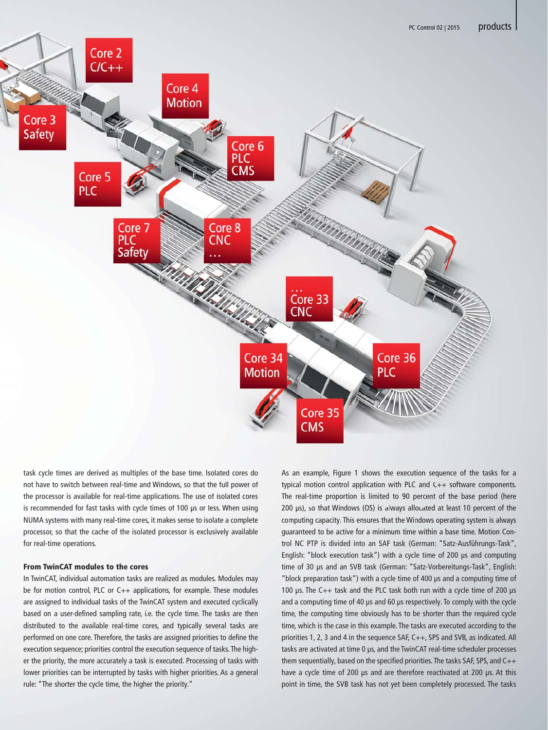task cycle times are derived as multiples of the base time. Isolated cores do not have to switch between real-time and Windows, so that the full power of the processor is available for real-time applications. The use of isolated cores is recommended for fast tasks with cycle times of 100 µs or less. When using NUMA systems with many real-time cores, it makes sense to isolate a complete processor, so that the cache of the isolated processor is exclusively available for real-time operations.

### From TwinCAT modules to the cores

In TwinCAT, individual automation tasks are realized as modules. Modules may be for motion control, PLC or C++ applications, for example. These modules are assigned to individual tasks of the TwinCAT system and executed cyclically based on a user-defined sampling rate, i.e. the cycle time. The tasks are then distributed to the available real-time cores, and typically several tasks are performed on one core. Therefore, the tasks are assigned priorities to define the execution sequence; priorities control the execution sequence of tasks. The higher the priority, the more accurately a task is executed. Processing of tasks with lower priorities can be interrupted by tasks with higher priorities. As a general rule: "The shorter the cycle time, the higher the priority."

As an example, Figure 1 shows the execution sequence of the tasks for a typical motion control application with PLC and C++ software components. The real-time proportion is limited to 90 percent of the base period (here 200 µs), so that Windows (OS) is always allocated at least 10 percent of the computing capacity. This ensures that the Windows operating system is always guaranteed to be active for a minimum time within a base time. Motion Control NC PTP is divided into an SAF task (German: "Satz-Ausführungs-Task", English: "block execution task") with a cycle time of 200 µs and computing time of 30 µs and an SVB task (German: "Satz-Vorbereitungs-Task", English: "block preparation task") with a cycle time of 400 µs and a computing time of 100 µs. The C++ task and the PLC task both run with a cycle time of 200 µs and a computing time of 40 µs and 60 µs respectively. To comply with the cycle time, the computing time obviously has to be shorter than the required cycle time, which is the case in this example. The tasks are executed according to the priorities 1, 2, 3 and 4 in the sequence SAF, C++, SPS and SVB, as indicated. All tasks are activated at time 0 µs, and the TwinCAT real-time scheduler processes them sequentially, based on the specified priorities. The tasks SAF, SPS, and C++ have a cycle time of 200 µs and are therefore reactivated at 200 µs. At this point in time, the SVB task has not yet been completely processed. The tasks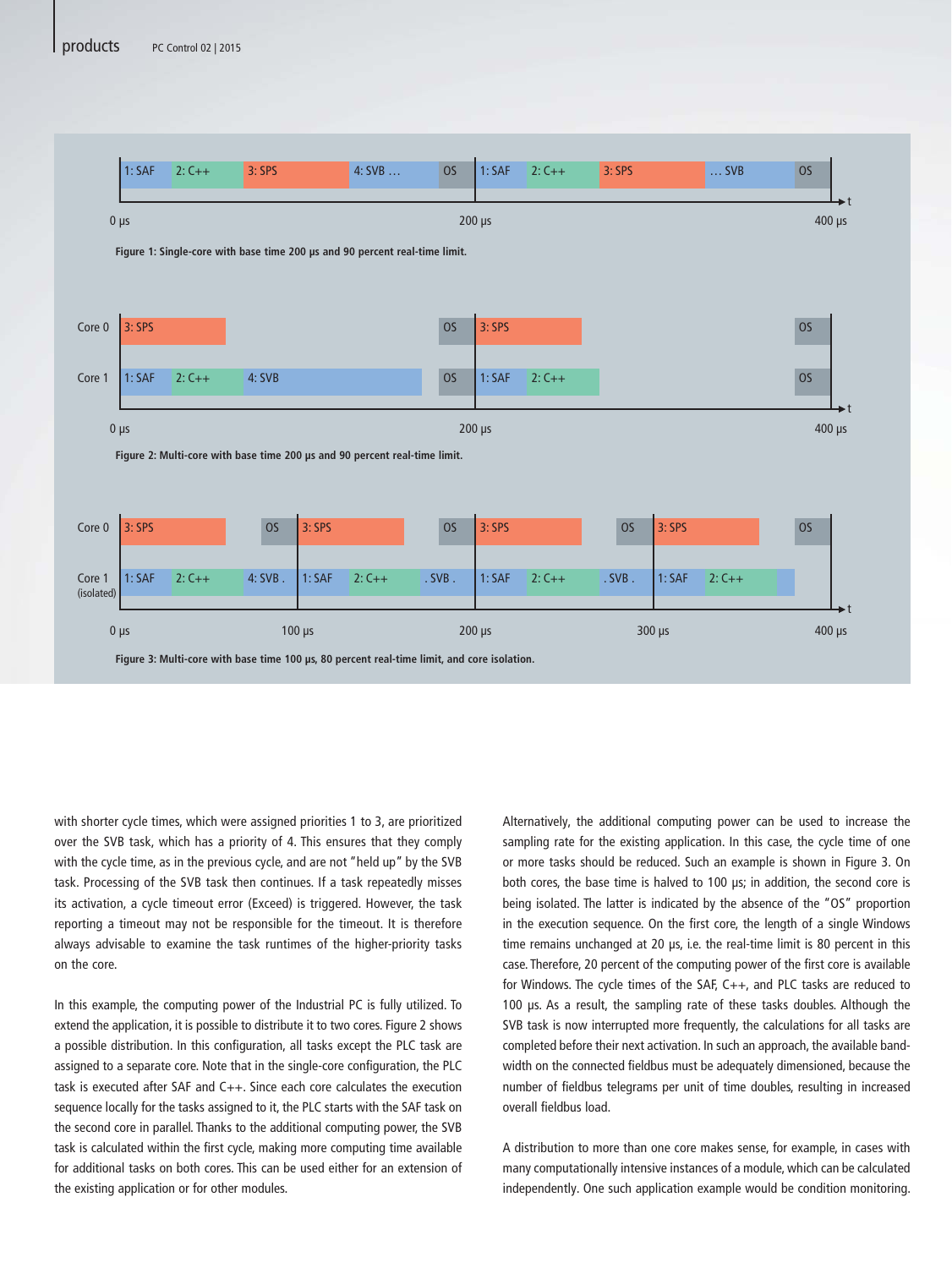Figure 1: Single-core with base time 200 µs and 90 percent real-time limit.

Figure 2: Multi-core with base time 200 µs and 90 percent real-time limit.

Figure 3: Multi-core with base time 100 µs, 80 percent real-time limit, and core isolation.

with shorter cycle times, which were assigned priorities 1 to 3, are prioritized over the SVB task, which has a priority of 4. This ensures that they comply with the cycle time, as in the previous cycle, and are not "held up" by the SVB task. Processing of the SVB task then continues. If a task repeatedly misses its activation, a cycle timeout error (Exceed) is triggered. However, the task reporting a timeout may not be responsible for the timeout. It is therefore always advisable to examine the task runtimes of the higher-priority tasks on the core.

In this example, the computing power of the Industrial PC is fully utilized. To extend the application, it is possible to distribute it to two cores. Figure 2 shows a possible distribution. In this configuration, all tasks except the PLC task are assigned to a separate core. Note that in the single-core configuration, the PLC task is executed after SAF and C++. Since each core calculates the execution sequence locally for the tasks assigned to it, the PLC starts with the SAF task on the second core in parallel. Thanks to the additional computing power, the SVB task is calculated within the first cycle, making more computing time available for additional tasks on both cores. This can be used either for an extension of the existing application or for other modules.

Alternatively, the additional computing power can be used to increase the sampling rate for the existing application. In this case, the cycle time of one or more tasks should be reduced. Such an example is shown in Figure 3. On both cores, the base time is halved to 100 µs; in addition, the second core is being isolated. The latter is indicated by the absence of the "OS" proportion in the execution sequence. On the first core, the length of a single Windows time remains unchanged at 20 µs, i.e. the real-time limit is 80 percent in this case. Therefore, 20 percent of the computing power of the first core is available for Windows. The cycle times of the SAF, C++, and PLC tasks are reduced to 100 µs. As a result, the sampling rate of these tasks doubles. Although the SVB task is now interrupted more frequently, the calculations for all tasks are completed before their next activation. In such an approach, the available bandwidth on the connected fieldbus must be adequately dimensioned, because the number of fieldbus telegrams per unit of time doubles, resulting in increased overall fieldbus load.

A distribution to more than one core makes sense, for example, in cases with many computationally intensive instances of a module, which can be calculated independently. One such application example would be condition monitoring.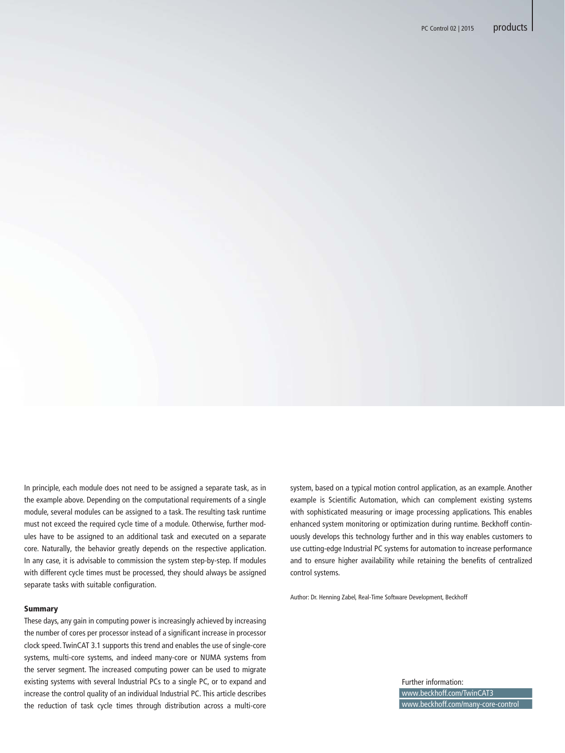In principle, each module does not need to be assigned a separate task, as in the example above. Depending on the computational requirements of a single module, several modules can be assigned to a task. The resulting task runtime must not exceed the required cycle time of a module. Otherwise, further modules have to be assigned to an additional task and executed on a separate core. Naturally, the behavior greatly depends on the respective application. In any case, it is advisable to commission the system step-by-step. If modules with different cycle times must be processed, they should always be assigned separate tasks with suitable configuration.

**Summary**

These days, any gain in computing power is increasingly achieved by increasing the number of cores per processor instead of a significant increase in processor clock speed. TwinCAT 3.1 supports this trend and enables the use of single-core systems, multi-core systems, and indeed many-core or NUMA systems from the server segment. The increased computing power can be used to migrate existing systems with several Industrial PCs to a single PC, or to expand and increase the control quality of an individual Industrial PC. This article describes the reduction of task cycle times through distribution across a multi-core system, based on a typical motion control application, as an example. Another example is Scientific Automation, which can complement existing systems with sophisticated measuring or image processing applications. This enables enhanced system monitoring or optimization during runtime. Beckhoff continuously develops this technology further and in this way enables customers to use cutting-edge Industrial PC systems for automation to increase performance and to ensure higher availability while retaining the benefits of centralized control systems.

Author: Dr. Henning Zabel, Real-Time Software Development, Beckhoff

Further information:
www.beckhoff.com/TwinCAT3
www.beckhoff.com/many-core-control